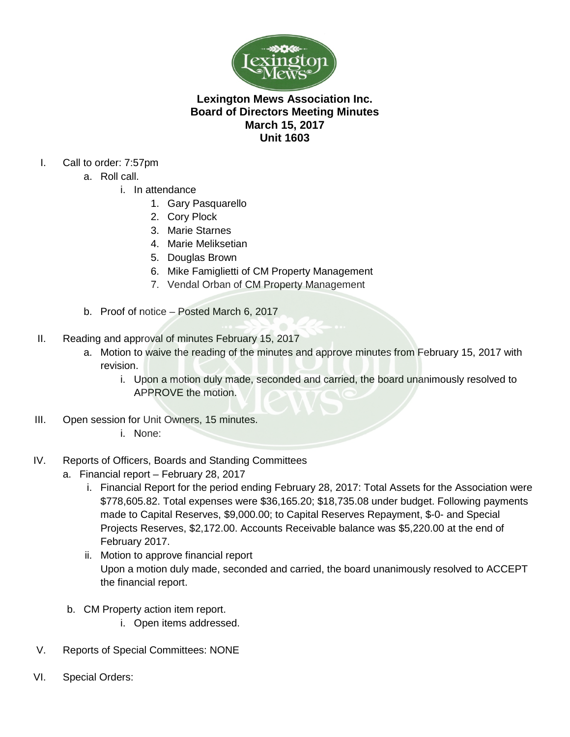# Lexington Mews Association Inc.
## Board of Directors Meeting Minutes
## March 15, 2017
## Unit 1603

I. Call to order: 7:57pm
   a. Roll call.
      i. In attendance
         1. Gary Pasquarello
         2. Cory Plock
         3. Marie Starnes
         4. Marie Meliksetian
         5. Douglas Brown
         6. Mike Famiglietti of CM Property Management
         7. Vendal Orban of CM Property Management
   b. Proof of notice – Posted March 6, 2017

II. Reading and approval of minutes February 15, 2017
   a. Motion to waive the reading of the minutes and approve minutes from February 15, 2017 with revision.
      i. Upon a motion duly made, seconded and carried, the board unanimously resolved to APPROVE the motion.

III. Open session for Unit Owners, 15 minutes.
      i. None:

IV. Reports of Officers, Boards and Standing Committees
   a. Financial report – February 28, 2017
      i. Financial Report for the period ending February 28, 2017: Total Assets for the Association were $778,605.82. Total expenses were $36,165.20; $18,735.08 under budget. Following payments made to Capital Reserves, $9,000.00; to Capital Reserves Repayment, $-0- and Special Projects Reserves, $2,172.00. Accounts Receivable balance was $5,220.00 at the end of February 2017.
      ii. Motion to approve financial report
      Upon a motion duly made, seconded and carried, the board unanimously resolved to ACCEPT the financial report.
   b. CM Property action item report.
      i. Open items addressed.

V. Reports of Special Committees: NONE

VI. Special Orders: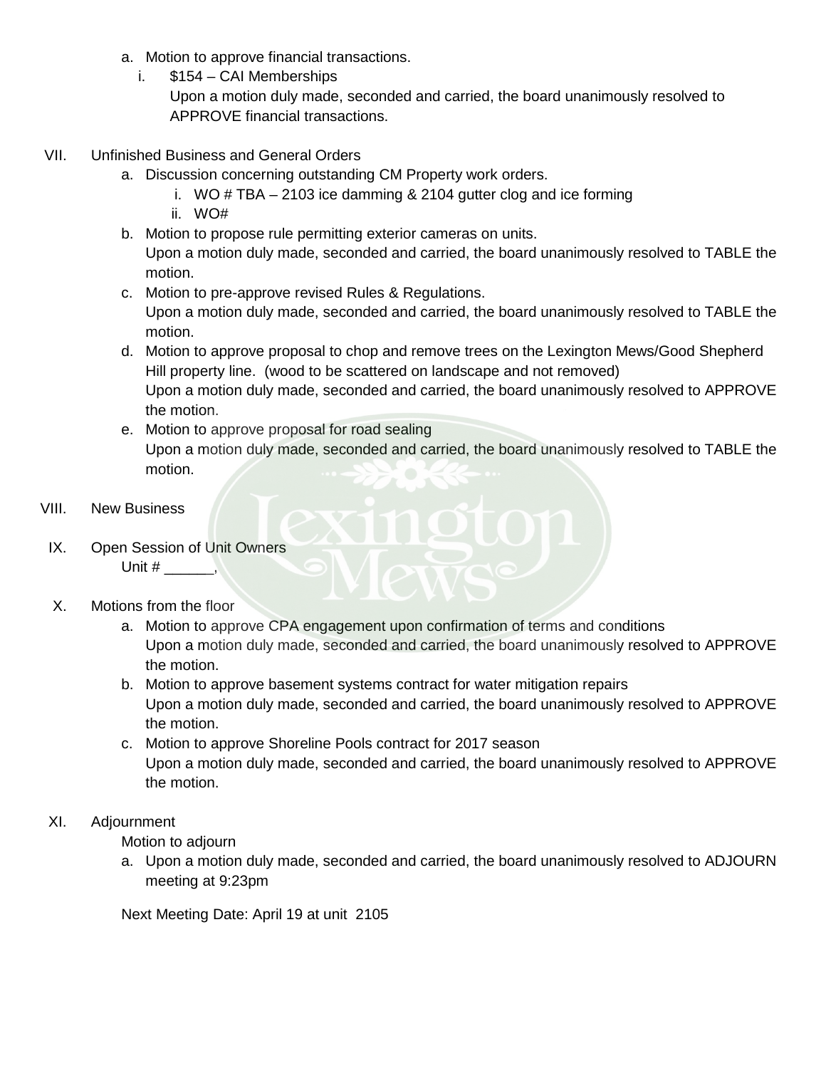a. Motion to approve financial transactions.
   i. $154 – CAI Memberships
      Upon a motion duly made, seconded and carried, the board unanimously resolved to APPROVE financial transactions.

VII. Unfinished Business and General Orders

a. Discussion concerning outstanding CM Property work orders.
   i. WO # TBA – 2103 ice damming & 2104 gutter clog and ice forming
   ii. WO#
b. Motion to propose rule permitting exterior cameras on units.
   Upon a motion duly made, seconded and carried, the board unanimously resolved to TABLE the motion.
c. Motion to pre-approve revised Rules & Regulations.
   Upon a motion duly made, seconded and carried, the board unanimously resolved to TABLE the motion.
d. Motion to approve proposal to chop and remove trees on the Lexington Mews/Good Shepherd Hill property line. (wood to be scattered on landscape and not removed)
   Upon a motion duly made, seconded and carried, the board unanimously resolved to APPROVE the motion.
e. Motion to approve proposal for road sealing
   Upon a motion duly made, seconded and carried, the board unanimously resolved to TABLE the motion.

VIII. New Business

IX. Open Session of Unit Owners
   Unit # ______,

X. Motions from the floor

a. Motion to approve CPA engagement upon confirmation of terms and conditions
   Upon a motion duly made, seconded and carried, the board unanimously resolved to APPROVE the motion.
b. Motion to approve basement systems contract for water mitigation repairs
   Upon a motion duly made, seconded and carried, the board unanimously resolved to APPROVE the motion.
c. Motion to approve Shoreline Pools contract for 2017 season
   Upon a motion duly made, seconded and carried, the board unanimously resolved to APPROVE the motion.

XI. Adjournment

Motion to adjourn

a. Upon a motion duly made, seconded and carried, the board unanimously resolved to ADJOURN meeting at 9:23pm

Next Meeting Date: April 19 at unit 2105